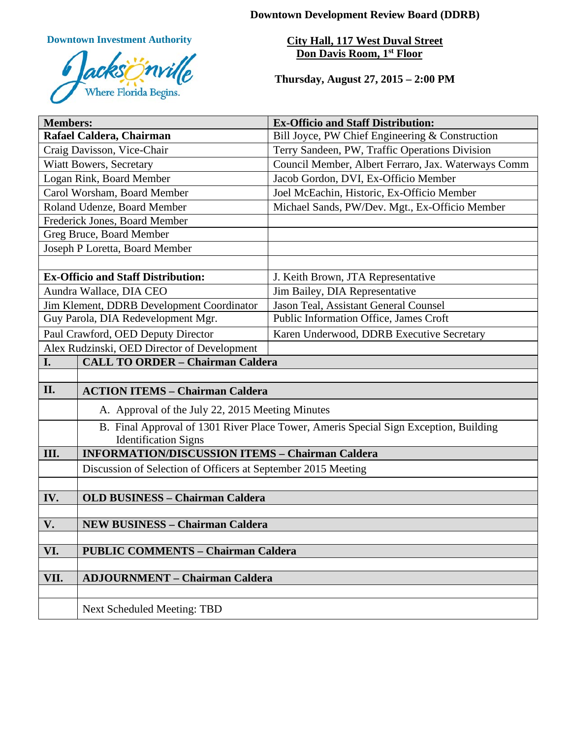**Downtown Development Review Board (DDRB)**

**Downtown Investment Authority**

Jacksonville
Where Florida Begins.

**City Hall, 117 West Duval Street**
**Don Davis Room, 1st Floor**

**Thursday, August 27, 2015 – 2:00 PM**

| **Members:** | **Ex-Officio and Staff Distribution:** |
|---|---|
| **Rafael Caldera, Chairman** | Bill Joyce, PW Chief Engineering & Construction |
| Craig Davisson, Vice-Chair | Terry Sandeen, PW, Traffic Operations Division |
| Wiatt Bowers, Secretary | Council Member, Albert Ferraro, Jax. Waterways Comm |
| Logan Rink, Board Member | Jacob Gordon, DVI, Ex-Officio Member |
| Carol Worsham, Board Member | Joel McEachin, Historic, Ex-Officio Member |
| Roland Udenze, Board Member | Michael Sands, PW/Dev. Mgt., Ex-Officio Member |
| Frederick Jones, Board Member | |
| Greg Bruce, Board Member | |
| Joseph P Loretta, Board Member | |
| | |
| **Ex-Officio and Staff Distribution:** | J. Keith Brown, JTA Representative |
| Aundra Wallace, DIA CEO | Jim Bailey, DIA Representative |
| Jim Klement, DDRB Development Coordinator | Jason Teal, Assistant General Counsel |
| Guy Parola, DIA Redevelopment Mgr. | Public Information Office, James Croft |
| Paul Crawford, OED Deputy Director | Karen Underwood, DDRB Executive Secretary |
| Alex Rudzinski, OED Director of Development | |

| | |
|---|---|
| **I.** | **CALL TO ORDER – Chairman Caldera** |
| | |
| **II.** | **ACTION ITEMS – Chairman Caldera** |
| | A. Approval of the July 22, 2015 Meeting Minutes |
| | B. Final Approval of 1301 River Place Tower, Ameris Special Sign Exception, Building Identification Signs |
| **III.** | **INFORMATION/DISCUSSION ITEMS – Chairman Caldera** |
| | Discussion of Selection of Officers at September 2015 Meeting |
| | |
| **IV.** | **OLD BUSINESS – Chairman Caldera** |
| | |
| **V.** | **NEW BUSINESS – Chairman Caldera** |
| | |
| **VI.** | **PUBLIC COMMENTS – Chairman Caldera** |
| | |
| **VII.** | **ADJOURNMENT – Chairman Caldera** |
| | |
| | Next Scheduled Meeting: TBD |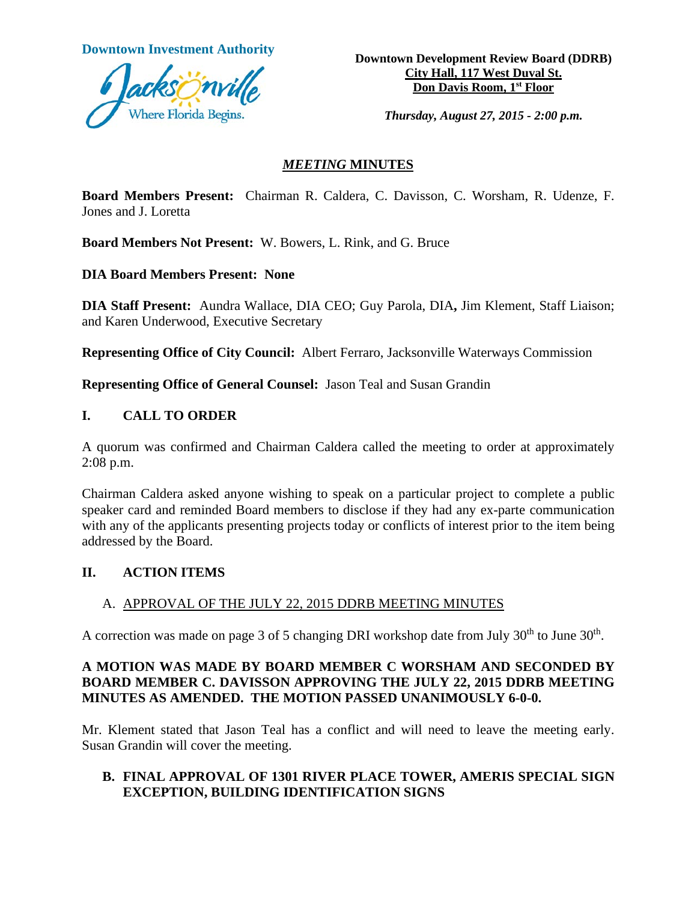**Downtown Investment Authority**

**Downtown Development Review Board (DDRB)**
**City Hall, 117 West Duval St.**
**Don Davis Room, 1st Floor**

***Thursday, August 27, 2015 - 2:00 p.m.***

# *MEETING* MINUTES

**Board Members Present:** Chairman R. Caldera, C. Davisson, C. Worsham, R. Udenze, F. Jones and J. Loretta

**Board Members Not Present:** W. Bowers, L. Rink, and G. Bruce

**DIA Board Members Present: None**

**DIA Staff Present:** Aundra Wallace, DIA CEO; Guy Parola, DIA**,** Jim Klement, Staff Liaison; and Karen Underwood, Executive Secretary

**Representing Office of City Council:** Albert Ferraro, Jacksonville Waterways Commission

**Representing Office of General Counsel:** Jason Teal and Susan Grandin

## I. CALL TO ORDER

A quorum was confirmed and Chairman Caldera called the meeting to order at approximately 2:08 p.m.

Chairman Caldera asked anyone wishing to speak on a particular project to complete a public speaker card and reminded Board members to disclose if they had any ex-parte communication with any of the applicants presenting projects today or conflicts of interest prior to the item being addressed by the Board.

## II. ACTION ITEMS

A. APPROVAL OF THE JULY 22, 2015 DDRB MEETING MINUTES

A correction was made on page 3 of 5 changing DRI workshop date from July 30th to June 30th.

**A MOTION WAS MADE BY BOARD MEMBER C WORSHAM AND SECONDED BY BOARD MEMBER C. DAVISSON APPROVING THE JULY 22, 2015 DDRB MEETING MINUTES AS AMENDED. THE MOTION PASSED UNANIMOUSLY 6-0-0.**

Mr. Klement stated that Jason Teal has a conflict and will need to leave the meeting early. Susan Grandin will cover the meeting.

**B. FINAL APPROVAL OF 1301 RIVER PLACE TOWER, AMERIS SPECIAL SIGN EXCEPTION, BUILDING IDENTIFICATION SIGNS**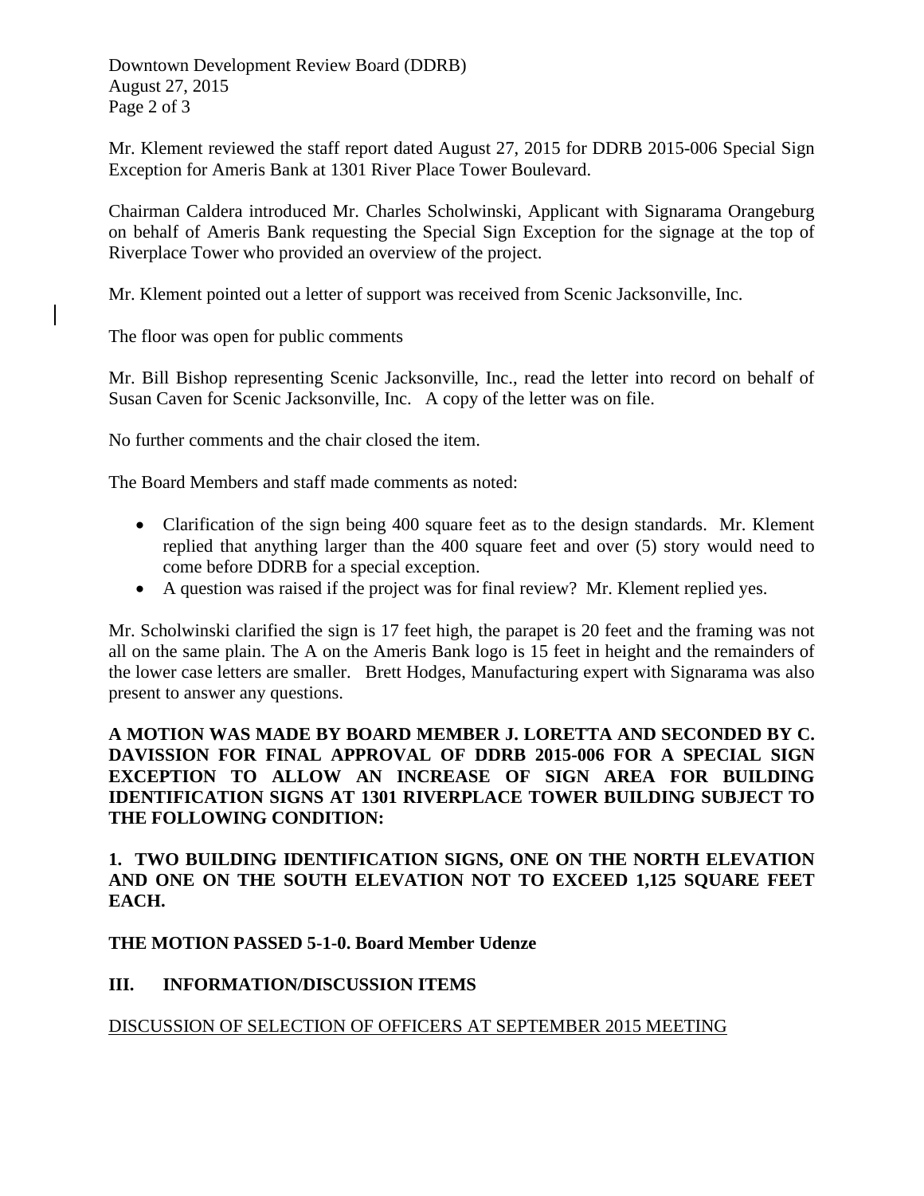Mr. Klement reviewed the staff report dated August 27, 2015 for DDRB 2015-006 Special Sign Exception for Ameris Bank at 1301 River Place Tower Boulevard.

Chairman Caldera introduced Mr. Charles Scholwinski, Applicant with Signarama Orangeburg on behalf of Ameris Bank requesting the Special Sign Exception for the signage at the top of Riverplace Tower who provided an overview of the project.

Mr. Klement pointed out a letter of support was received from Scenic Jacksonville, Inc.

The floor was open for public comments

Mr. Bill Bishop representing Scenic Jacksonville, Inc., read the letter into record on behalf of Susan Caven for Scenic Jacksonville, Inc. A copy of the letter was on file.

No further comments and the chair closed the item.

The Board Members and staff made comments as noted:

- Clarification of the sign being 400 square feet as to the design standards. Mr. Klement replied that anything larger than the 400 square feet and over (5) story would need to come before DDRB for a special exception.
- A question was raised if the project was for final review? Mr. Klement replied yes.

Mr. Scholwinski clarified the sign is 17 feet high, the parapet is 20 feet and the framing was not all on the same plain. The A on the Ameris Bank logo is 15 feet in height and the remainders of the lower case letters are smaller. Brett Hodges, Manufacturing expert with Signarama was also present to answer any questions.

**A MOTION WAS MADE BY BOARD MEMBER J. LORETTA AND SECONDED BY C. DAVISSION FOR FINAL APPROVAL OF DDRB 2015-006 FOR A SPECIAL SIGN EXCEPTION TO ALLOW AN INCREASE OF SIGN AREA FOR BUILDING IDENTIFICATION SIGNS AT 1301 RIVERPLACE TOWER BUILDING SUBJECT TO THE FOLLOWING CONDITION:**

**1. TWO BUILDING IDENTIFICATION SIGNS, ONE ON THE NORTH ELEVATION AND ONE ON THE SOUTH ELEVATION NOT TO EXCEED 1,125 SQUARE FEET EACH.**

**THE MOTION PASSED 5-1-0. Board Member Udenze**

## III. INFORMATION/DISCUSSION ITEMS

DISCUSSION OF SELECTION OF OFFICERS AT SEPTEMBER 2015 MEETING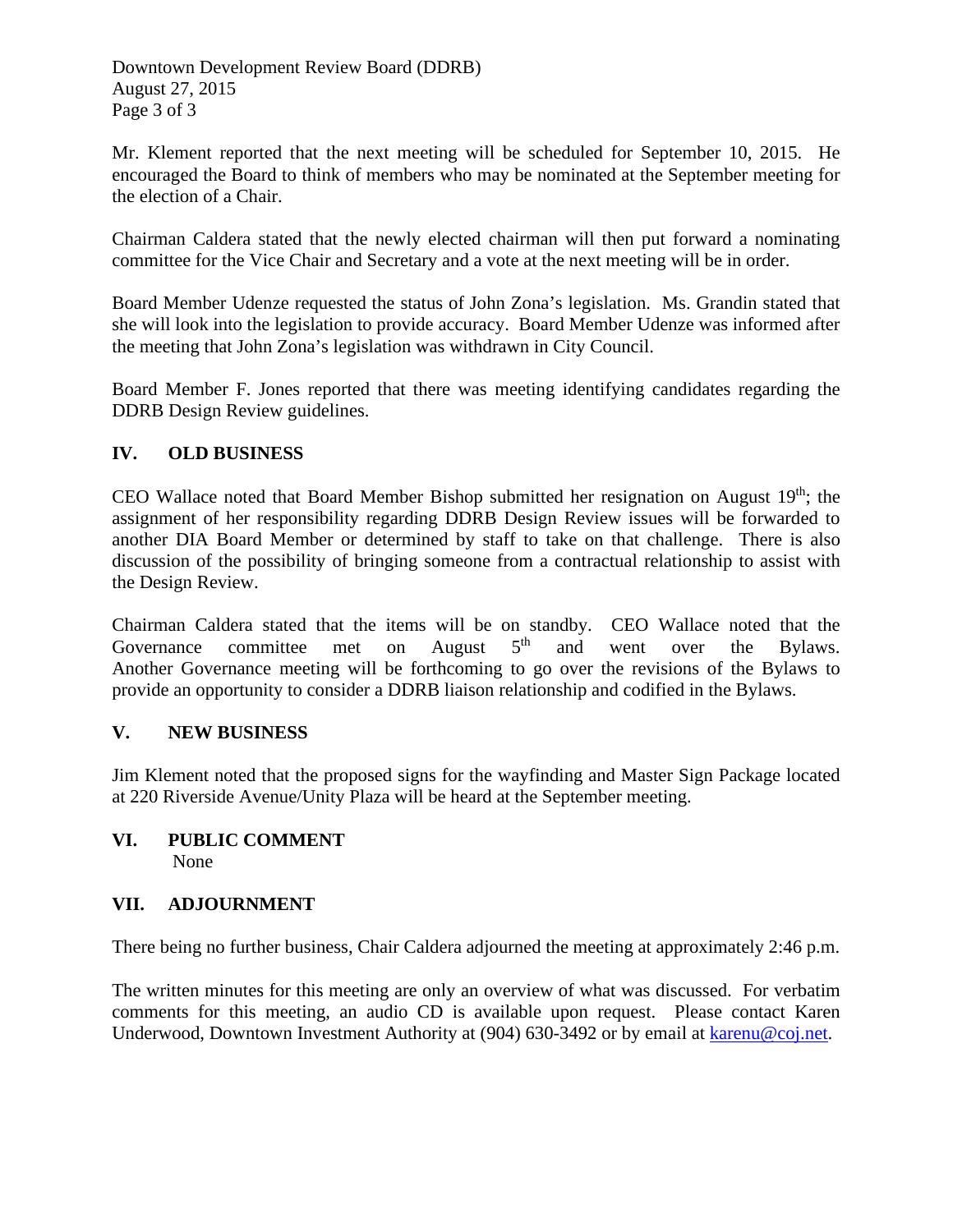Mr. Klement reported that the next meeting will be scheduled for September 10, 2015. He encouraged the Board to think of members who may be nominated at the September meeting for the election of a Chair.

Chairman Caldera stated that the newly elected chairman will then put forward a nominating committee for the Vice Chair and Secretary and a vote at the next meeting will be in order.

Board Member Udenze requested the status of John Zona's legislation. Ms. Grandin stated that she will look into the legislation to provide accuracy. Board Member Udenze was informed after the meeting that John Zona's legislation was withdrawn in City Council.

Board Member F. Jones reported that there was meeting identifying candidates regarding the DDRB Design Review guidelines.

## IV. OLD BUSINESS

CEO Wallace noted that Board Member Bishop submitted her resignation on August 19th; the assignment of her responsibility regarding DDRB Design Review issues will be forwarded to another DIA Board Member or determined by staff to take on that challenge. There is also discussion of the possibility of bringing someone from a contractual relationship to assist with the Design Review.

Chairman Caldera stated that the items will be on standby. CEO Wallace noted that the Governance committee met on August 5th and went over the Bylaws. Another Governance meeting will be forthcoming to go over the revisions of the Bylaws to provide an opportunity to consider a DDRB liaison relationship and codified in the Bylaws.

## V. NEW BUSINESS

Jim Klement noted that the proposed signs for the wayfinding and Master Sign Package located at 220 Riverside Avenue/Unity Plaza will be heard at the September meeting.

## VI. PUBLIC COMMENT

None

## VII. ADJOURNMENT

There being no further business, Chair Caldera adjourned the meeting at approximately 2:46 p.m.

The written minutes for this meeting are only an overview of what was discussed. For verbatim comments for this meeting, an audio CD is available upon request. Please contact Karen Underwood, Downtown Investment Authority at (904) 630-3492 or by email at karenu@coj.net.